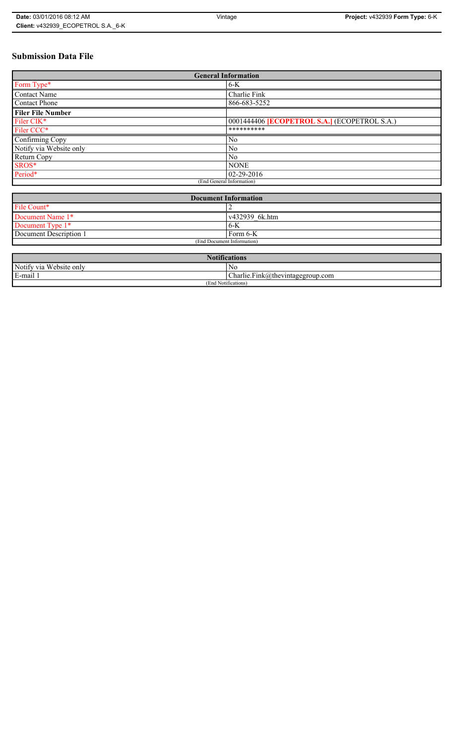# Submission Data File

| General Information | |
|---|---|
| Form Type* | 6-K |
| Contact Name | Charlie Fink |
| Contact Phone | 866-683-5252 |
| **Filer File Number** | |
| Filer CIK* | 0001444406 **[ECOPETROL S.A.]** (ECOPETROL S.A.) |
| Filer CCC* | ********** |
| Confirming Copy | No |
| Notify via Website only | No |
| Return Copy | No |
| SROS* | NONE |
| Period* | 02-29-2016 |
| (End General Information) | |

| Document Information | |
|---|---|
| File Count* | 2 |
| Document Name 1* | v432939_6k.htm |
| Document Type 1* | 6-K |
| Document Description 1 | Form 6-K |
| (End Document Information) | |

| Notifications | |
|---|---|
| Notify via Website only | No |
| E-mail 1 | Charlie.Fink@thevintagegroup.com |
| (End Notifications) | |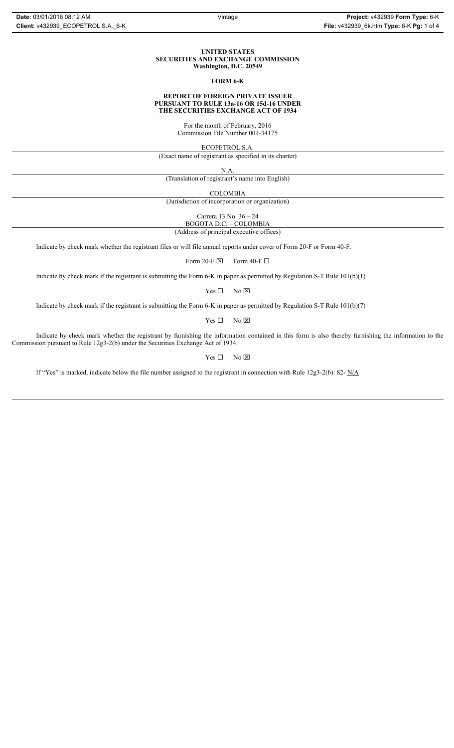**UNITED STATES**
**SECURITIES AND EXCHANGE COMMISSION**
**Washington, D.C. 20549**

**FORM 6-K**

**REPORT OF FOREIGN PRIVATE ISSUER**
**PURSUANT TO RULE 13a-16 OR 15d-16 UNDER**
**THE SECURITIES EXCHANGE ACT OF 1934**

For the month of February, 2016
Commission File Number 001-34175

ECOPETROL S.A.

(Exact name of registrant as specified in its charter)

N.A.

(Translation of registrant's name into English)

COLOMBIA

(Jurisdiction of incorporation or organization)

Carrera 13 No. 36 – 24
BOGOTA D.C. – COLOMBIA

(Address of principal executive offices)

Indicate by check mark whether the registrant files or will file annual reports under cover of Form 20-F or Form 40-F.

Form 20-F ☒ Form 40-F ☐

Indicate by check mark if the registrant is submitting the Form 6-K in paper as permitted by Regulation S-T Rule 101(b)(1)

Yes ☐ No ☒

Indicate by check mark if the registrant is submitting the Form 6-K in paper as permitted by Regulation S-T Rule 101(b)(7)

Yes ☐ No ☒

Indicate by check mark whether the registrant by furnishing the information contained in this form is also thereby furnishing the information to the Commission pursuant to Rule 12g3-2(b) under the Securities Exchange Act of 1934.

Yes ☐ No ☒

If "Yes" is marked, indicate below the file number assigned to the registrant in connection with Rule 12g3-2(b): 82- N/A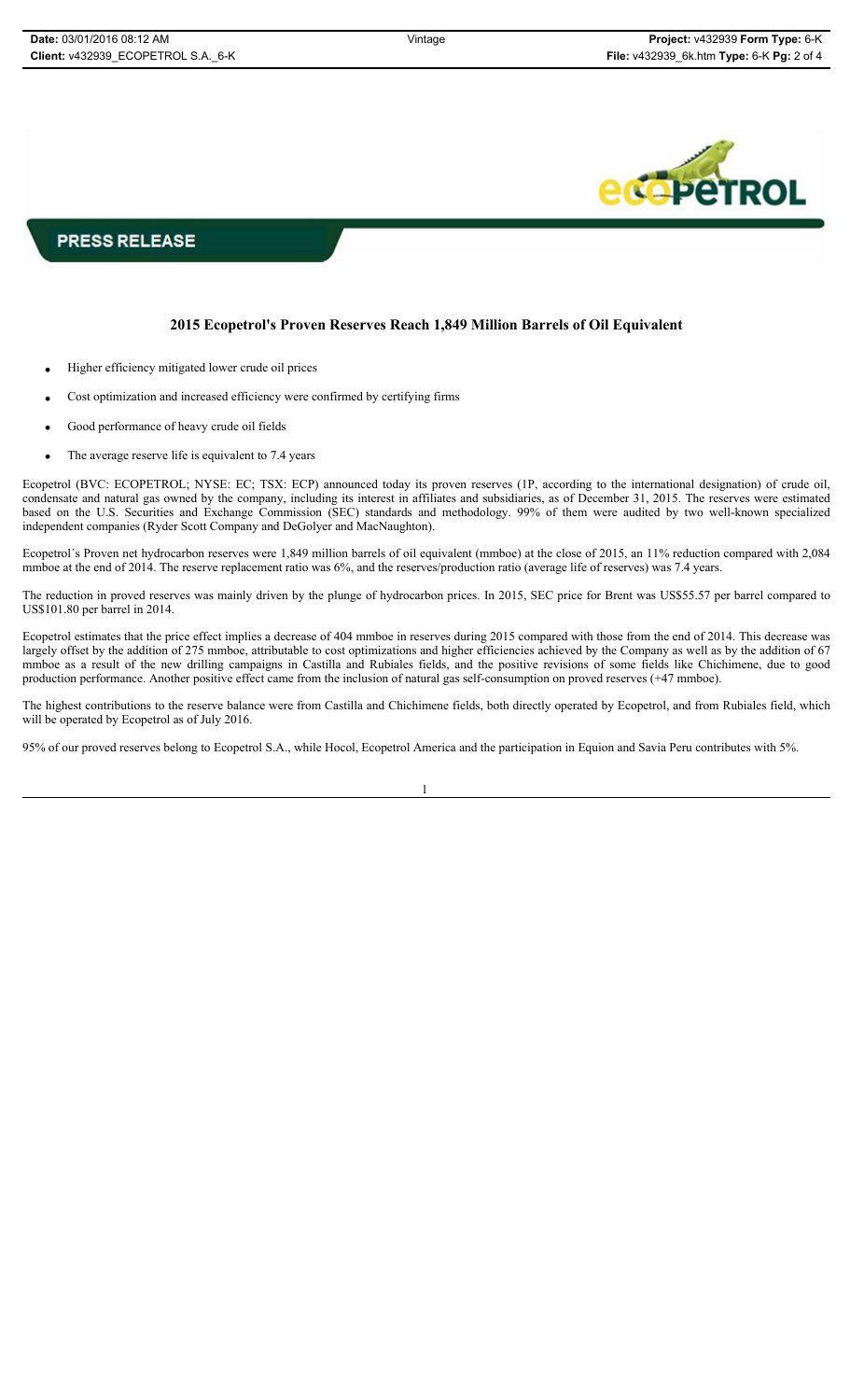**PRESS RELEASE**

## 2015 Ecopetrol's Proven Reserves Reach 1,849 Million Barrels of Oil Equivalent

- Higher efficiency mitigated lower crude oil prices
- Cost optimization and increased efficiency were confirmed by certifying firms
- Good performance of heavy crude oil fields
- The average reserve life is equivalent to 7.4 years

Ecopetrol (BVC: ECOPETROL; NYSE: EC; TSX: ECP) announced today its proven reserves (1P, according to the international designation) of crude oil, condensate and natural gas owned by the company, including its interest in affiliates and subsidiaries, as of December 31, 2015. The reserves were estimated based on the U.S. Securities and Exchange Commission (SEC) standards and methodology. 99% of them were audited by two well-known specialized independent companies (Ryder Scott Company and DeGolyer and MacNaughton).

Ecopetrol´s Proven net hydrocarbon reserves were 1,849 million barrels of oil equivalent (mmboe) at the close of 2015, an 11% reduction compared with 2,084 mmboe at the end of 2014. The reserve replacement ratio was 6%, and the reserves/production ratio (average life of reserves) was 7.4 years.

The reduction in proved reserves was mainly driven by the plunge of hydrocarbon prices. In 2015, SEC price for Brent was US$55.57 per barrel compared to US$101.80 per barrel in 2014.

Ecopetrol estimates that the price effect implies a decrease of 404 mmboe in reserves during 2015 compared with those from the end of 2014. This decrease was largely offset by the addition of 275 mmboe, attributable to cost optimizations and higher efficiencies achieved by the Company as well as by the addition of 67 mmboe as a result of the new drilling campaigns in Castilla and Rubiales fields, and the positive revisions of some fields like Chichimene, due to good production performance. Another positive effect came from the inclusion of natural gas self-consumption on proved reserves (+47 mmboe).

The highest contributions to the reserve balance were from Castilla and Chichimene fields, both directly operated by Ecopetrol, and from Rubiales field, which will be operated by Ecopetrol as of July 2016.

95% of our proved reserves belong to Ecopetrol S.A., while Hocol, Ecopetrol America and the participation in Equion and Savia Peru contributes with 5%.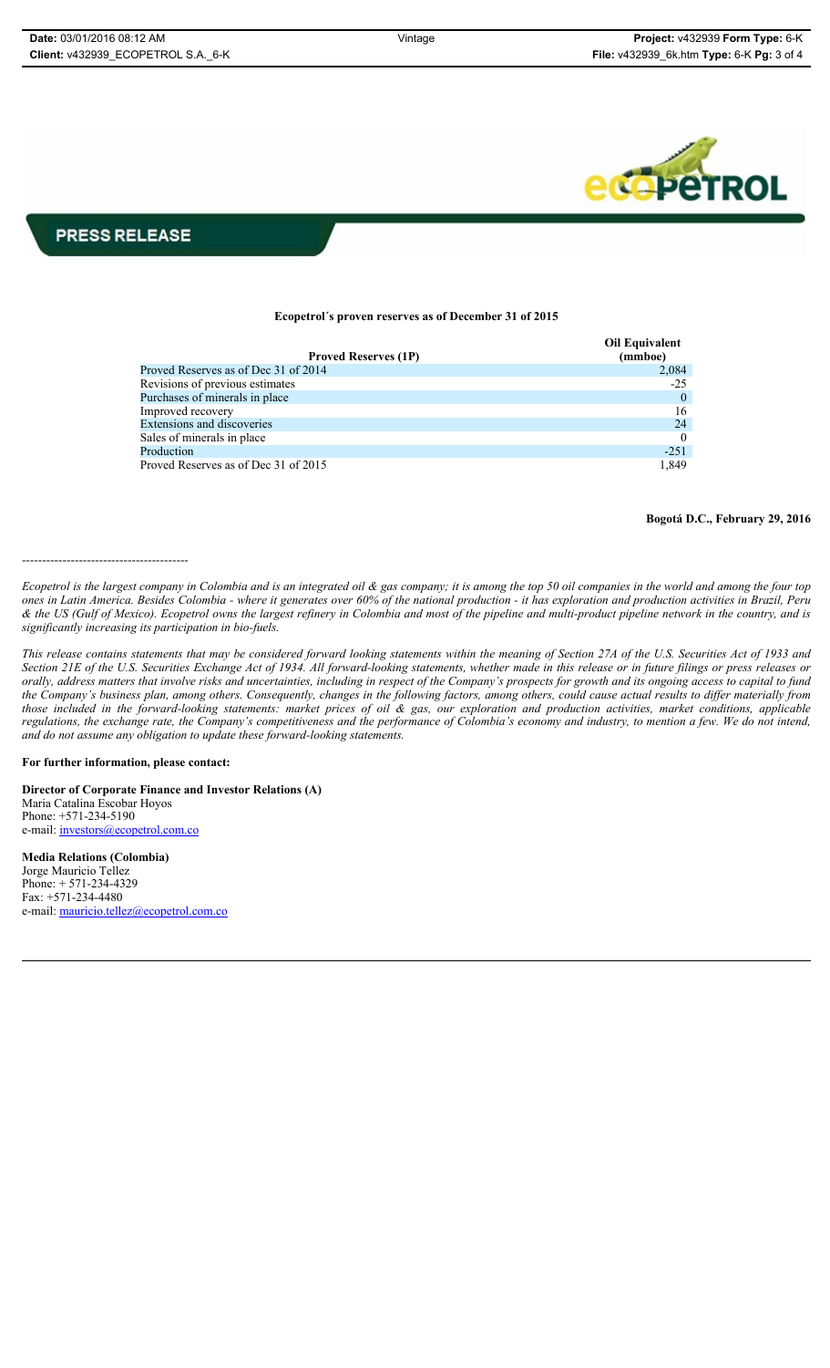**PRESS RELEASE**

**Ecopetrol´s proven reserves as of December 31 of 2015**

| Proved Reserves (1P) | Oil Equivalent (mmboe) |
| --- | --- |
| Proved Reserves as of Dec 31 of 2014 | 2,084 |
| Revisions of previous estimates | -25 |
| Purchases of minerals in place | 0 |
| Improved recovery | 16 |
| Extensions and discoveries | 24 |
| Sales of minerals in place | 0 |
| Production | -251 |
| Proved Reserves as of Dec 31 of 2015 | 1,849 |

**Bogotá D.C., February 29, 2016**

-----------------------------------------

*Ecopetrol is the largest company in Colombia and is an integrated oil & gas company; it is among the top 50 oil companies in the world and among the four top ones in Latin America. Besides Colombia - where it generates over 60% of the national production - it has exploration and production activities in Brazil, Peru & the US (Gulf of Mexico). Ecopetrol owns the largest refinery in Colombia and most of the pipeline and multi-product pipeline network in the country, and is significantly increasing its participation in bio-fuels.*

*This release contains statements that may be considered forward looking statements within the meaning of Section 27A of the U.S. Securities Act of 1933 and Section 21E of the U.S. Securities Exchange Act of 1934. All forward-looking statements, whether made in this release or in future filings or press releases or orally, address matters that involve risks and uncertainties, including in respect of the Company's prospects for growth and its ongoing access to capital to fund the Company's business plan, among others. Consequently, changes in the following factors, among others, could cause actual results to differ materially from those included in the forward-looking statements: market prices of oil & gas, our exploration and production activities, market conditions, applicable regulations, the exchange rate, the Company's competitiveness and the performance of Colombia's economy and industry, to mention a few. We do not intend, and do not assume any obligation to update these forward-looking statements.*

**For further information, please contact:**

**Director of Corporate Finance and Investor Relations (A)**
Maria Catalina Escobar Hoyos
Phone: +571-234-5190
e-mail: investors@ecopetrol.com.co

**Media Relations (Colombia)**
Jorge Mauricio Tellez
Phone: + 571-234-4329
Fax: +571-234-4480
e-mail: mauricio.tellez@ecopetrol.com.co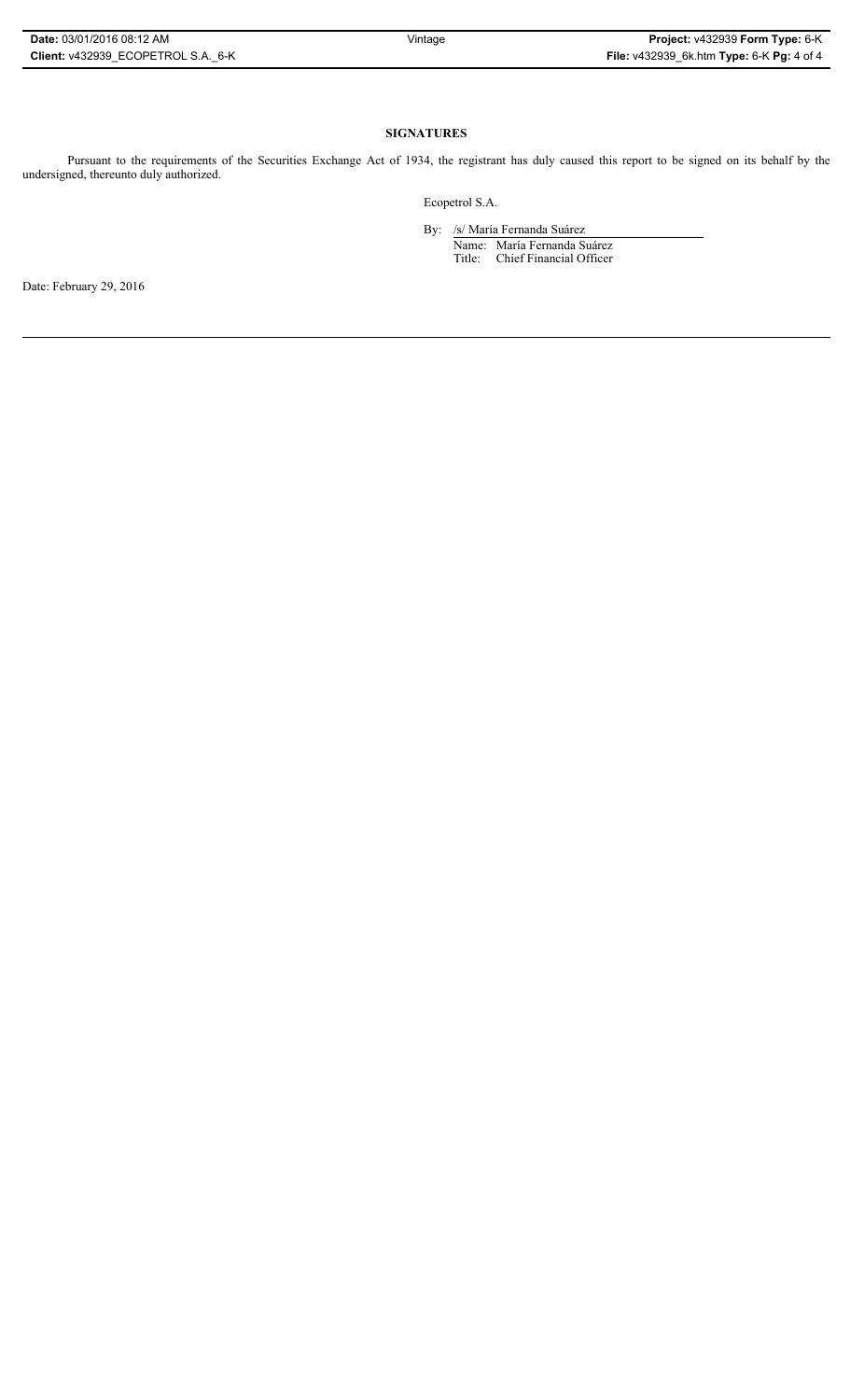# SIGNATURES

Pursuant to the requirements of the Securities Exchange Act of 1934, the registrant has duly caused this report to be signed on its behalf by the undersigned, thereunto duly authorized.

Ecopetrol S.A.

By: /s/ María Fernanda Suárez

Name: María Fernanda Suárez

Title: Chief Financial Officer

Date: February 29, 2016